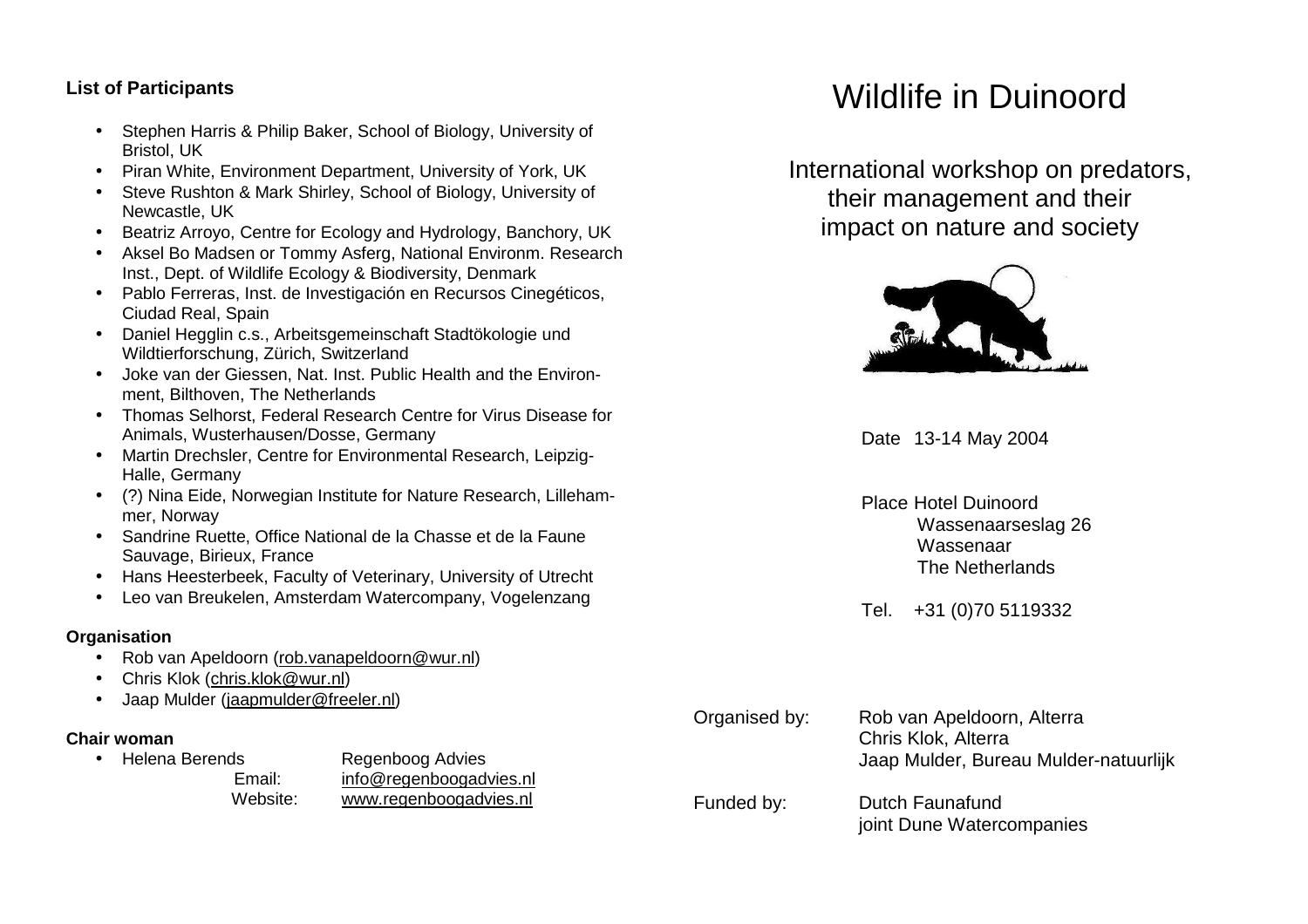**List of Participants**

- Stephen Harris & Philip Baker, School of Biology, University of Bristol, UK
- Piran White, Environment Department, University of York, UK
- Steve Rushton & Mark Shirley, School of Biology, University of Newcastle, UK
- Beatriz Arroyo, Centre for Ecology and Hydrology, Banchory, UK
- Aksel Bo Madsen or Tommy Asferg, National Environm. Research Inst., Dept. of Wildlife Ecology & Biodiversity, Denmark
- Pablo Ferreras, Inst. de Investigación en Recursos Cinegéticos, Ciudad Real, Spain
- Daniel Hegglin c.s., Arbeitsgemeinschaft Stadtökologie und Wildtierforschung, Zürich, Switzerland
- Joke van der Giessen, Nat. Inst. Public Health and the Environment, Bilthoven, The Netherlands
- Thomas Selhorst, Federal Research Centre for Virus Disease for Animals, Wusterhausen/Dosse, Germany
- Martin Drechsler, Centre for Environmental Research, Leipzig-Halle, Germany
- (?) Nina Eide, Norwegian Institute for Nature Research, Lillehammer, Norway
- Sandrine Ruette, Office National de la Chasse et de la Faune Sauvage, Birieux, France
- Hans Heesterbeek, Faculty of Veterinary, University of Utrecht
- Leo van Breukelen, Amsterdam Watercompany, Vogelenzang

**Organisation**

- Rob van Apeldoorn (rob.vanapeldoorn@wur.nl)
- Chris Klok (chris.klok@wur.nl)
- Jaap Mulder (jaapmulder@freeler.nl)

**Chair woman**

- Helena Berends — Regenboog Advies
  Email: info@regenboogadvies.nl
  Website: www.regenboogadvies.nl

# Wildlife in Duinoord

## International workshop on predators, their management and their impact on nature and society

Date 13-14 May 2004

Place Hotel Duinoord
Wassenaarseslag 26
Wassenaar
The Netherlands

Tel. +31 (0)70 5119332

Organised by: Rob van Apeldoorn, Alterra
Chris Klok, Alterra
Jaap Mulder, Bureau Mulder-natuurlijk

Funded by: Dutch Faunafund
joint Dune Watercompanies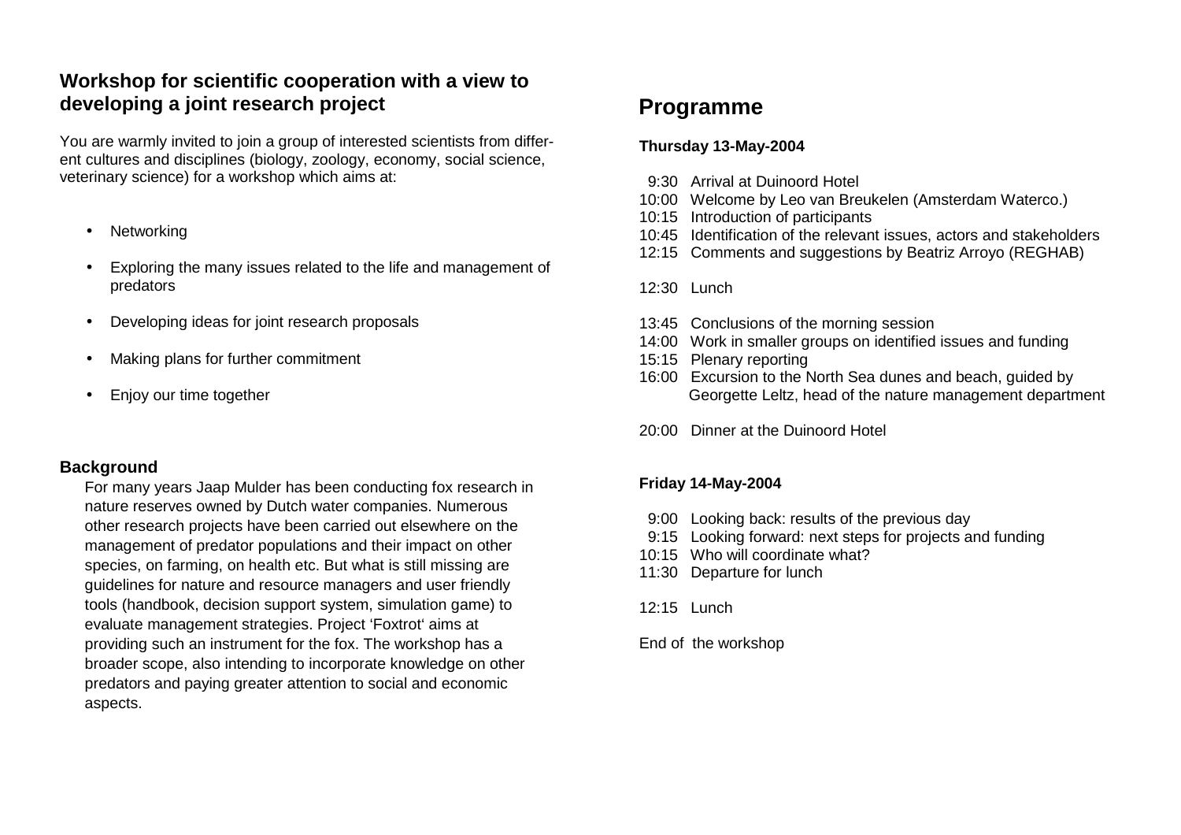## Workshop for scientific cooperation with a view to developing a joint research project

You are warmly invited to join a group of interested scientists from different cultures and disciplines (biology, zoology, economy, social science, veterinary science) for a workshop which aims at:

- Networking
- Exploring the many issues related to the life and management of predators
- Developing ideas for joint research proposals
- Making plans for further commitment
- Enjoy our time together

### Background

For many years Jaap Mulder has been conducting fox research in nature reserves owned by Dutch water companies. Numerous other research projects have been carried out elsewhere on the management of predator populations and their impact on other species, on farming, on health etc. But what is still missing are guidelines for nature and resource managers and user friendly tools (handbook, decision support system, simulation game) to evaluate management strategies. Project 'Foxtrot' aims at providing such an instrument for the fox. The workshop has a broader scope, also intending to incorporate knowledge on other predators and paying greater attention to social and economic aspects.

## Programme

**Thursday 13-May-2004**

9:30 Arrival at Duinoord Hotel
10:00 Welcome by Leo van Breukelen (Amsterdam Waterco.)
10:15 Introduction of participants
10:45 Identification of the relevant issues, actors and stakeholders
12:15 Comments and suggestions by Beatriz Arroyo (REGHAB)

12:30 Lunch

13:45 Conclusions of the morning session
14:00 Work in smaller groups on identified issues and funding
15:15 Plenary reporting
16:00 Excursion to the North Sea dunes and beach, guided by Georgette Leltz, head of the nature management department

20:00 Dinner at the Duinoord Hotel

**Friday 14-May-2004**

9:00 Looking back: results of the previous day
9:15 Looking forward: next steps for projects and funding
10:15 Who will coordinate what?
11:30 Departure for lunch

12:15 Lunch

End of the workshop